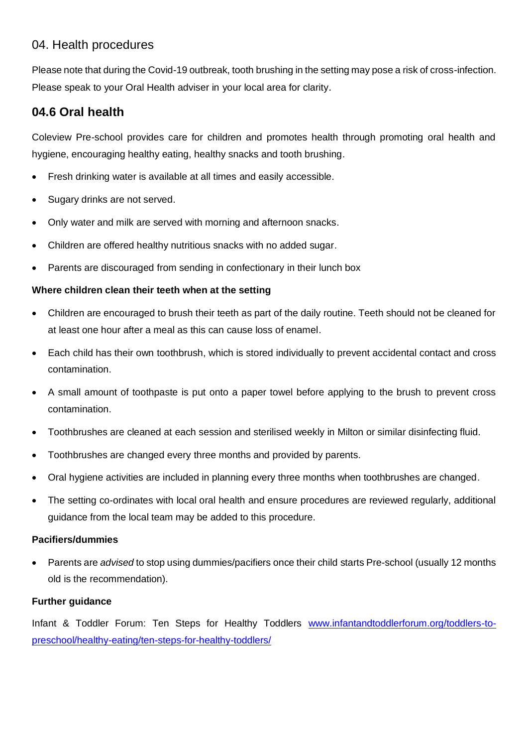# 04. Health procedures

Please note that during the Covid-19 outbreak, tooth brushing in the setting may pose a risk of cross-infection. Please speak to your Oral Health adviser in your local area for clarity.

## 04.6 Oral health

Coleview Pre-school provides care for children and promotes health through promoting oral health and hygiene, encouraging healthy eating, healthy snacks and tooth brushing.

- Fresh drinking water is available at all times and easily accessible.
- Sugary drinks are not served.
- Only water and milk are served with morning and afternoon snacks.
- Children are offered healthy nutritious snacks with no added sugar.
- Parents are discouraged from sending in confectionary in their lunch box

### Where children clean their teeth when at the setting

- Children are encouraged to brush their teeth as part of the daily routine. Teeth should not be cleaned for at least one hour after a meal as this can cause loss of enamel.
- Each child has their own toothbrush, which is stored individually to prevent accidental contact and cross contamination.
- A small amount of toothpaste is put onto a paper towel before applying to the brush to prevent cross contamination.
- Toothbrushes are cleaned at each session and sterilised weekly in Milton or similar disinfecting fluid.
- Toothbrushes are changed every three months and provided by parents.
- Oral hygiene activities are included in planning every three months when toothbrushes are changed.
- The setting co-ordinates with local oral health and ensure procedures are reviewed regularly, additional guidance from the local team may be added to this procedure.

### Pacifiers/dummies

- Parents are *advised* to stop using dummies/pacifiers once their child starts Pre-school (usually 12 months old is the recommendation).

### Further guidance

Infant & Toddler Forum: Ten Steps for Healthy Toddlers [www.infantandtoddlerforum.org/toddlers-to-preschool/healthy-eating/ten-steps-for-healthy-toddlers/](www.infantandtoddlerforum.org/toddlers-to-preschool/healthy-eating/ten-steps-for-healthy-toddlers/)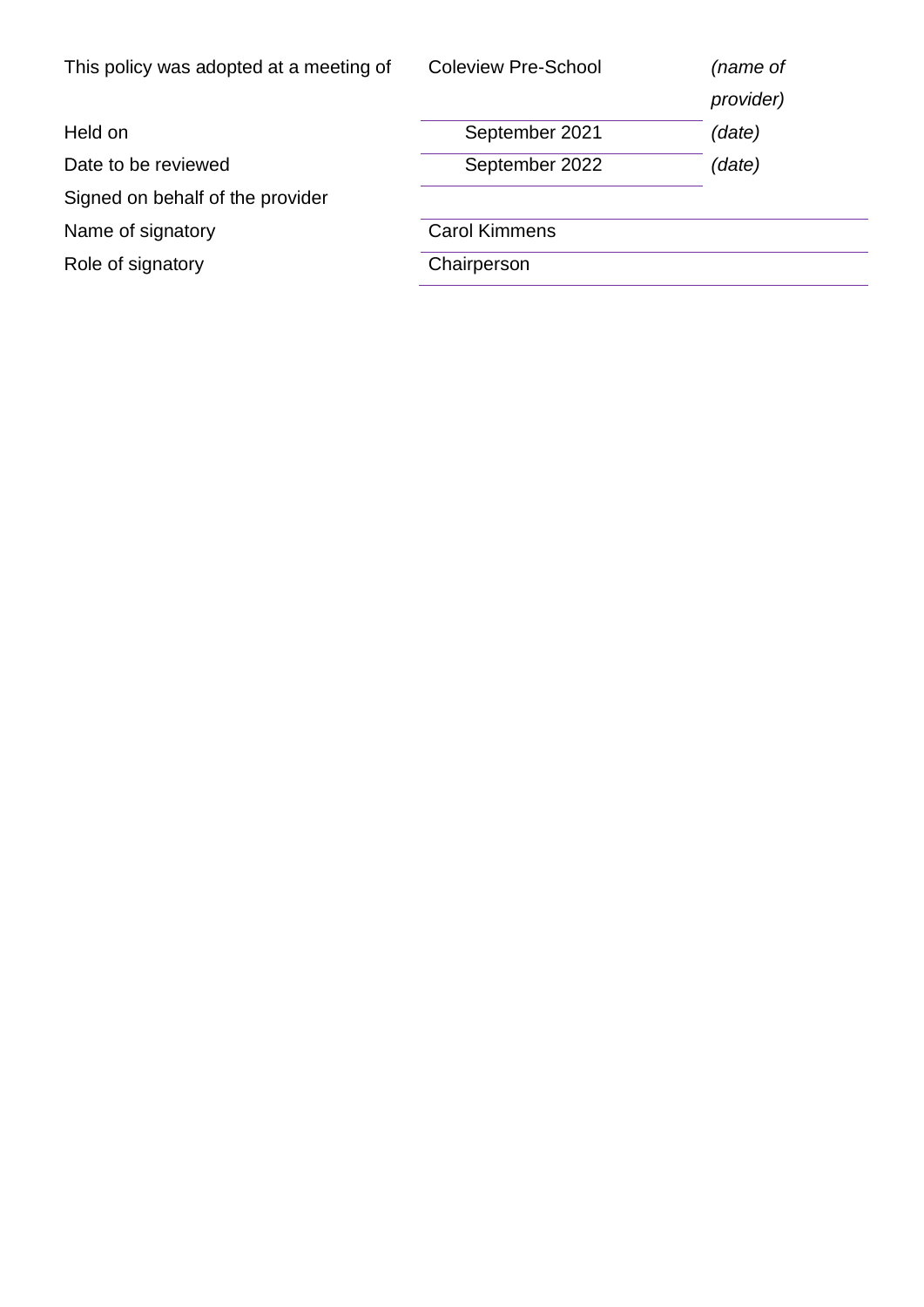| | | |
|---|---|---|
| This policy was adopted at a meeting of | Coleview Pre-School | *(name of provider)* |
| Held on | September 2021 | *(date)* |
| Date to be reviewed | September 2022 | *(date)* |
| Signed on behalf of the provider | | |
| Name of signatory | Carol Kimmens | |
| Role of signatory | Chairperson | |